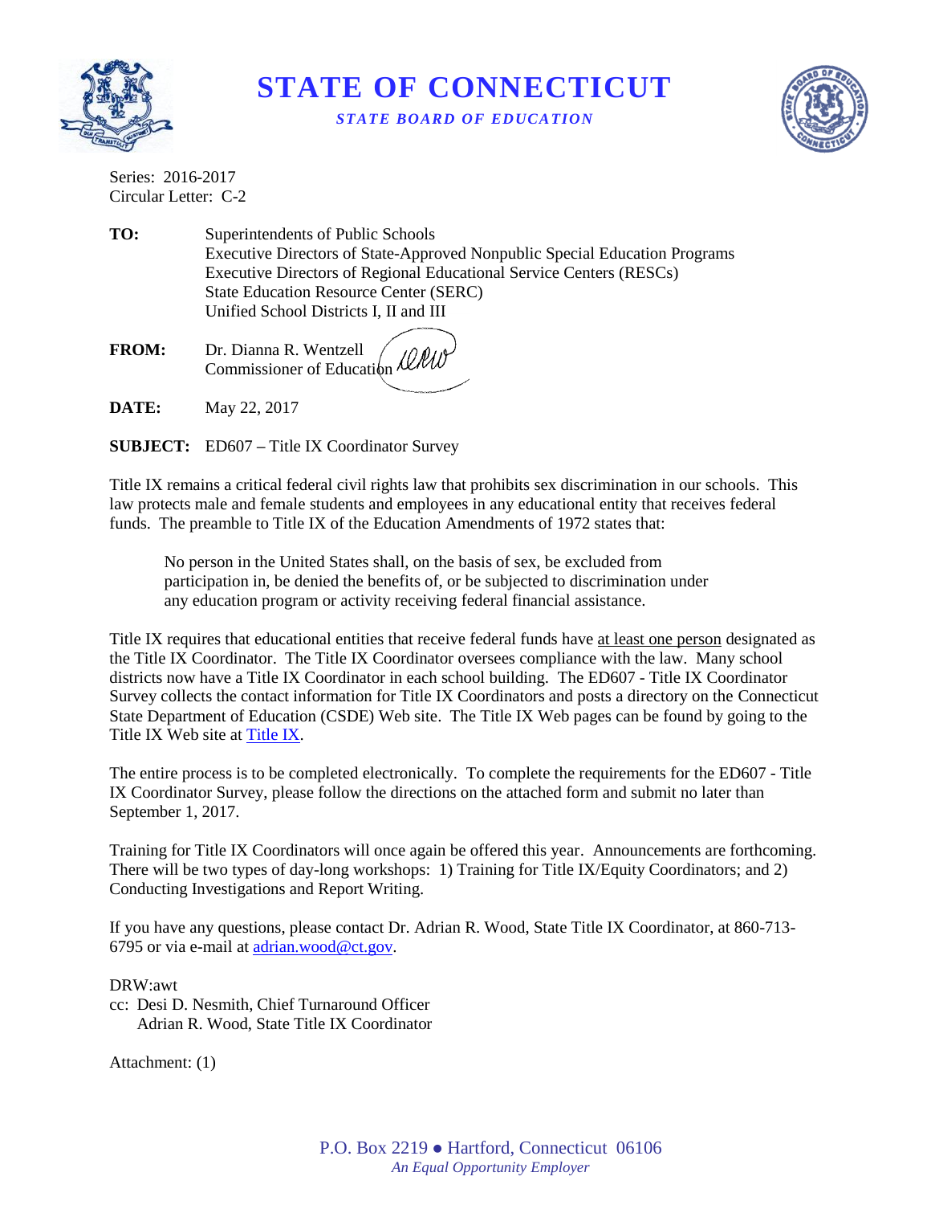# STATE OF CONNECTICUT

***STATE BOARD OF EDUCATION***

Series: 2016-2017
Circular Letter: C-2

**TO:** Superintendents of Public Schools
Executive Directors of State-Approved Nonpublic Special Education Programs
Executive Directors of Regional Educational Service Centers (RESCs)
State Education Resource Center (SERC)
Unified School Districts I, II and III

**FROM:** Dr. Dianna R. Wentzell
Commissioner of Education

**DATE:** May 22, 2017

**SUBJECT:** ED607 – Title IX Coordinator Survey

Title IX remains a critical federal civil rights law that prohibits sex discrimination in our schools. This law protects male and female students and employees in any educational entity that receives federal funds. The preamble to Title IX of the Education Amendments of 1972 states that:

> No person in the United States shall, on the basis of sex, be excluded from participation in, be denied the benefits of, or be subjected to discrimination under any education program or activity receiving federal financial assistance.

Title IX requires that educational entities that receive federal funds have at least one person designated as the Title IX Coordinator. The Title IX Coordinator oversees compliance with the law. Many school districts now have a Title IX Coordinator in each school building. The ED607 - Title IX Coordinator Survey collects the contact information for Title IX Coordinators and posts a directory on the Connecticut State Department of Education (CSDE) Web site. The Title IX Web pages can be found by going to the Title IX Web site at Title IX.

The entire process is to be completed electronically. To complete the requirements for the ED607 - Title IX Coordinator Survey, please follow the directions on the attached form and submit no later than September 1, 2017.

Training for Title IX Coordinators will once again be offered this year. Announcements are forthcoming. There will be two types of day-long workshops: 1) Training for Title IX/Equity Coordinators; and 2) Conducting Investigations and Report Writing.

If you have any questions, please contact Dr. Adrian R. Wood, State Title IX Coordinator, at 860-713-6795 or via e-mail at adrian.wood@ct.gov.

DRW:awt
cc: Desi D. Nesmith, Chief Turnaround Officer
Adrian R. Wood, State Title IX Coordinator

Attachment: (1)

P.O. Box 2219 ● Hartford, Connecticut 06106
*An Equal Opportunity Employer*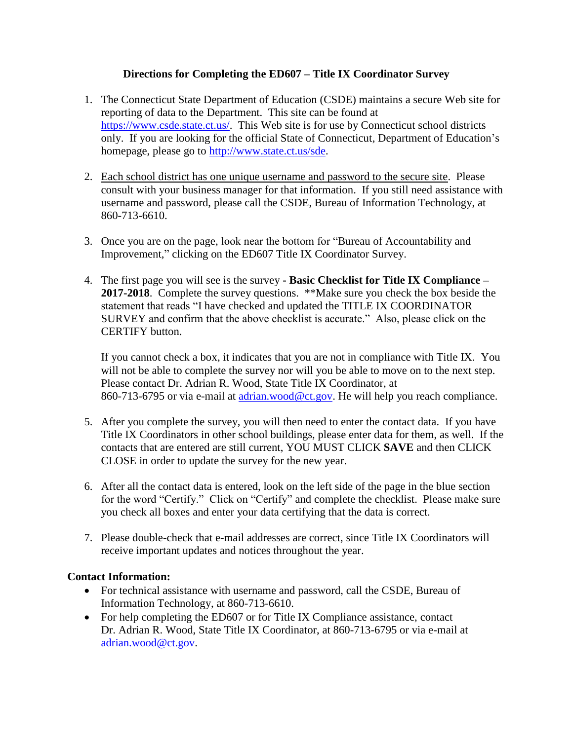## Directions for Completing the ED607 – Title IX Coordinator Survey

1. The Connecticut State Department of Education (CSDE) maintains a secure Web site for reporting of data to the Department. This site can be found at https://www.csde.state.ct.us/. This Web site is for use by Connecticut school districts only. If you are looking for the official State of Connecticut, Department of Education's homepage, please go to http://www.state.ct.us/sde.

2. Each school district has one unique username and password to the secure site. Please consult with your business manager for that information. If you still need assistance with username and password, please call the CSDE, Bureau of Information Technology, at 860-713-6610.

3. Once you are on the page, look near the bottom for "Bureau of Accountability and Improvement," clicking on the ED607 Title IX Coordinator Survey.

4. The first page you will see is the survey - **Basic Checklist for Title IX Compliance – 2017-2018**. Complete the survey questions. **Make sure you check the box beside the statement that reads "I have checked and updated the TITLE IX COORDINATOR SURVEY and confirm that the above checklist is accurate." Also, please click on the CERTIFY button.

   If you cannot check a box, it indicates that you are not in compliance with Title IX. You will not be able to complete the survey nor will you be able to move on to the next step. Please contact Dr. Adrian R. Wood, State Title IX Coordinator, at 860-713-6795 or via e-mail at adrian.wood@ct.gov. He will help you reach compliance.

5. After you complete the survey, you will then need to enter the contact data. If you have Title IX Coordinators in other school buildings, please enter data for them, as well. If the contacts that are entered are still current, YOU MUST CLICK **SAVE** and then CLICK CLOSE in order to update the survey for the new year.

6. After all the contact data is entered, look on the left side of the page in the blue section for the word "Certify." Click on "Certify" and complete the checklist. Please make sure you check all boxes and enter your data certifying that the data is correct.

7. Please double-check that e-mail addresses are correct, since Title IX Coordinators will receive important updates and notices throughout the year.

**Contact Information:**

- For technical assistance with username and password, call the CSDE, Bureau of Information Technology, at 860-713-6610.
- For help completing the ED607 or for Title IX Compliance assistance, contact Dr. Adrian R. Wood, State Title IX Coordinator, at 860-713-6795 or via e-mail at adrian.wood@ct.gov.